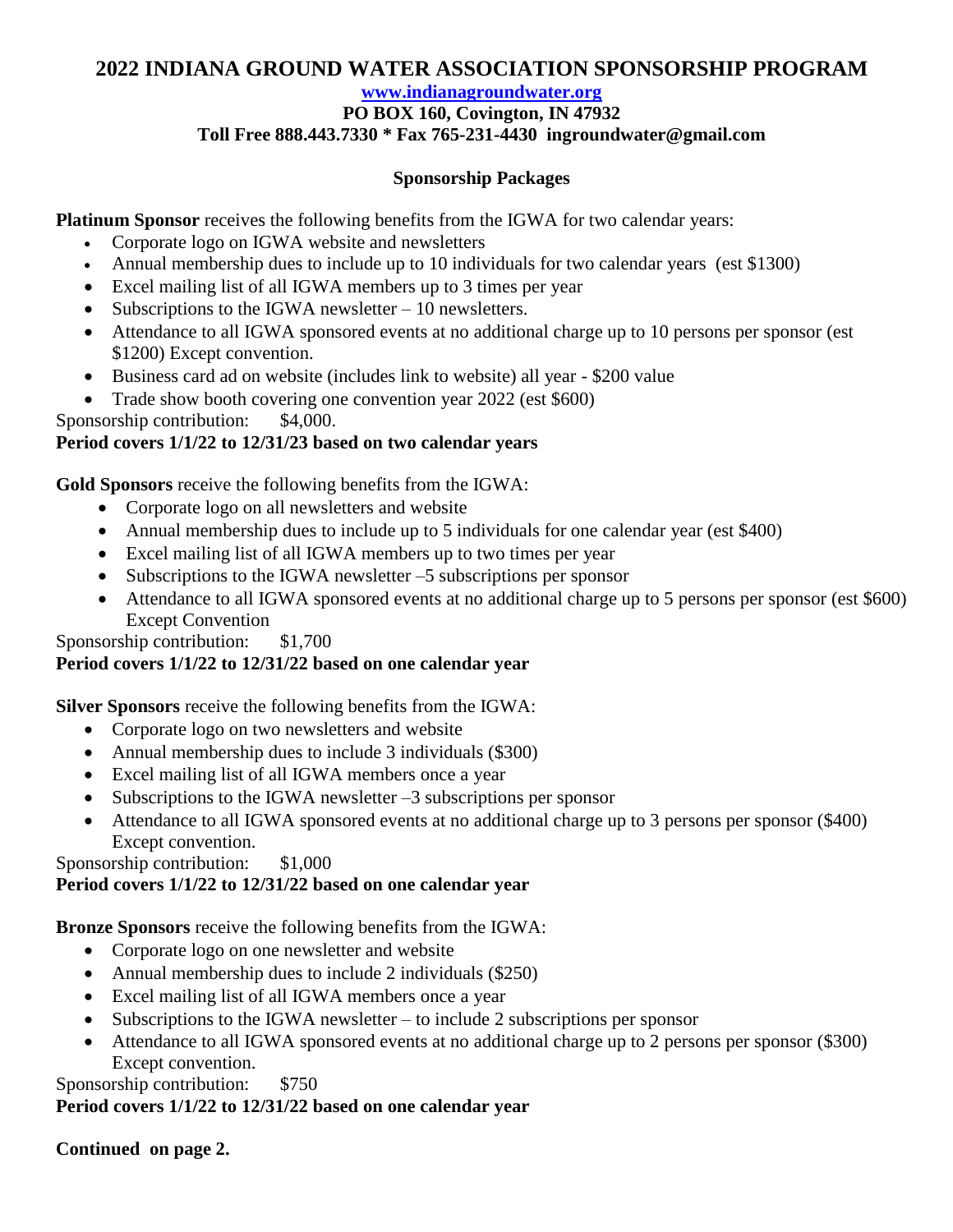# 2022 INDIANA GROUND WATER ASSOCIATION SPONSORSHIP PROGRAM

**[www.indianagroundwater.org](http://www.indianagroundwater.org)**

**PO BOX 160, Covington, IN 47932**

**Toll Free 888.443.7330 * Fax 765-231-4430 ingroundwater@gmail.com**

## Sponsorship Packages

**Platinum Sponsor** receives the following benefits from the IGWA for two calendar years:

- Corporate logo on IGWA website and newsletters
- Annual membership dues to include up to 10 individuals for two calendar years (est $1300)
- Excel mailing list of all IGWA members up to 3 times per year
- Subscriptions to the IGWA newsletter – 10 newsletters.
- Attendance to all IGWA sponsored events at no additional charge up to 10 persons per sponsor (est $1200) Except convention.
- Business card ad on website (includes link to website) all year - $200 value
- Trade show booth covering one convention year 2022 (est $600)

Sponsorship contribution: $4,000.

**Period covers 1/1/22 to 12/31/23 based on two calendar years**

**Gold Sponsors** receive the following benefits from the IGWA:

- Corporate logo on all newsletters and website
- Annual membership dues to include up to 5 individuals for one calendar year (est $400)
- Excel mailing list of all IGWA members up to two times per year
- Subscriptions to the IGWA newsletter –5 subscriptions per sponsor
- Attendance to all IGWA sponsored events at no additional charge up to 5 persons per sponsor (est $600) Except Convention

Sponsorship contribution: $1,700

**Period covers 1/1/22 to 12/31/22 based on one calendar year**

**Silver Sponsors** receive the following benefits from the IGWA:

- Corporate logo on two newsletters and website
- Annual membership dues to include 3 individuals ($300)
- Excel mailing list of all IGWA members once a year
- Subscriptions to the IGWA newsletter –3 subscriptions per sponsor
- Attendance to all IGWA sponsored events at no additional charge up to 3 persons per sponsor ($400) Except convention.

Sponsorship contribution: $1,000

**Period covers 1/1/22 to 12/31/22 based on one calendar year**

**Bronze Sponsors** receive the following benefits from the IGWA:

- Corporate logo on one newsletter and website
- Annual membership dues to include 2 individuals ($250)
- Excel mailing list of all IGWA members once a year
- Subscriptions to the IGWA newsletter – to include 2 subscriptions per sponsor
- Attendance to all IGWA sponsored events at no additional charge up to 2 persons per sponsor ($300) Except convention.

Sponsorship contribution: $750

**Period covers 1/1/22 to 12/31/22 based on one calendar year**

**Continued on page 2.**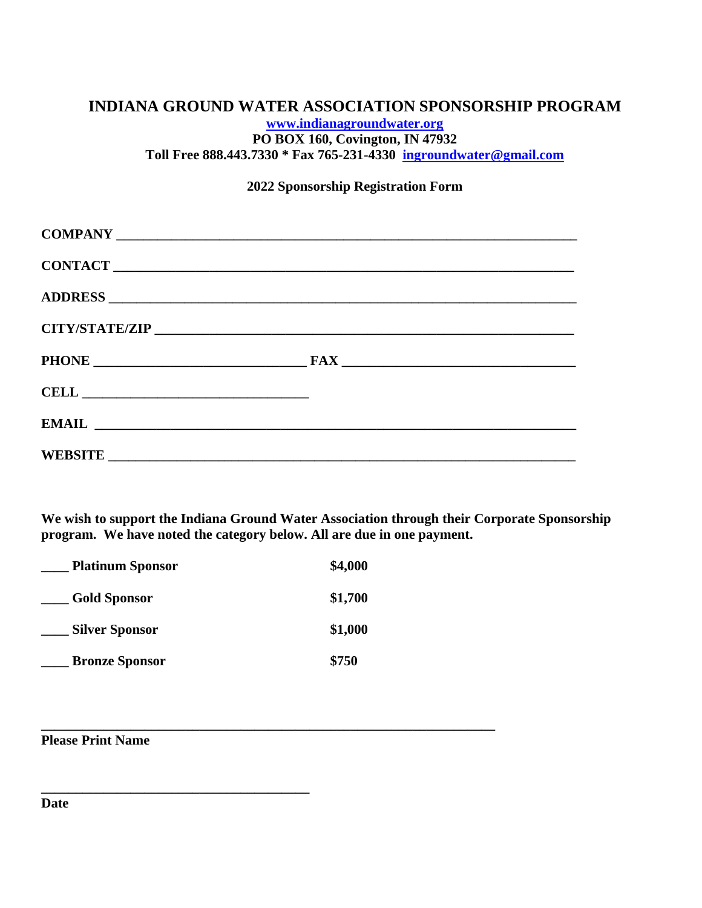# INDIANA GROUND WATER ASSOCIATION SPONSORSHIP PROGRAM

**[www.indianagroundwater.org](http://www.indianagroundwater.org)**
**PO BOX 160, Covington, IN 47932**
**Toll Free 888.443.7330 * Fax 765-231-4330 [ingroundwater@gmail.com](mailto:ingroundwater@gmail.com)**

**2022 Sponsorship Registration Form**

**COMPANY** ______________________________________________________________________

**CONTACT** ______________________________________________________________________

**ADDRESS** ______________________________________________________________________

**CITY/STATE/ZIP** _________________________________________________________________

**PHONE** ______________________________ **FAX** _________________________________

**CELL** _________________________________

**EMAIL** ______________________________________________________________________

**WEBSITE** ______________________________________________________________________

**We wish to support the Indiana Ground Water Association through their Corporate Sponsorship program. We have noted the category below. All are due in one payment.**

| | |
|---|---|
| **____ Platinum Sponsor** | **$4,000** |
| **____ Gold Sponsor** | **$1,700** |
| **____ Silver Sponsor** | **$1,000** |
| **____ Bronze Sponsor** | **$750** |

_________________________________________________________________

**Please Print Name**

_______________________________________

**Date**